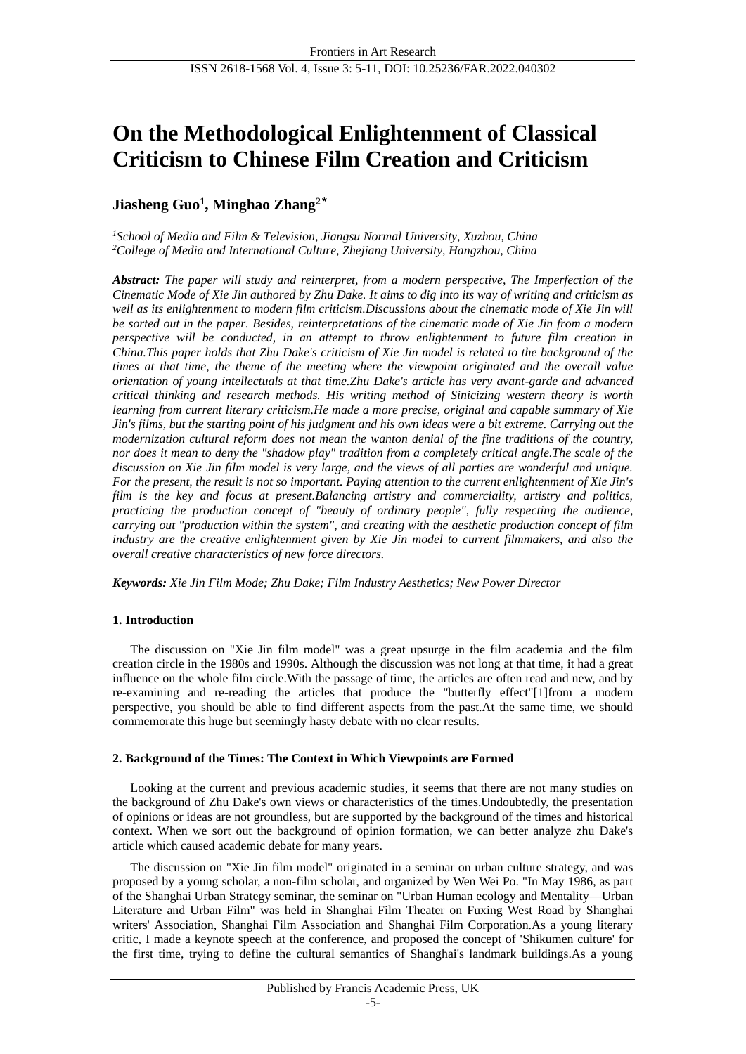# On the Methodological Enlightenment of Classical Criticism to Chinese Film Creation and Criticism

**Jiasheng Guo[1], Minghao Zhang[2*]**

*[1]School of Media and Film & Television, Jiangsu Normal University, Xuzhou, China*
*[2]College of Media and International Culture, Zhejiang University, Hangzhou, China*

***Abstract:*** *The paper will study and reinterpret, from a modern perspective, The Imperfection of the Cinematic Mode of Xie Jin authored by Zhu Dake. It aims to dig into its way of writing and criticism as well as its enlightenment to modern film criticism.Discussions about the cinematic mode of Xie Jin will be sorted out in the paper. Besides, reinterpretations of the cinematic mode of Xie Jin from a modern perspective will be conducted, in an attempt to throw enlightenment to future film creation in China.This paper holds that Zhu Dake's criticism of Xie Jin model is related to the background of the times at that time, the theme of the meeting where the viewpoint originated and the overall value orientation of young intellectuals at that time.Zhu Dake's article has very avant-garde and advanced critical thinking and research methods. His writing method of Sinicizing western theory is worth learning from current literary criticism.He made a more precise, original and capable summary of Xie Jin's films, but the starting point of his judgment and his own ideas were a bit extreme. Carrying out the modernization cultural reform does not mean the wanton denial of the fine traditions of the country, nor does it mean to deny the "shadow play" tradition from a completely critical angle.The scale of the discussion on Xie Jin film model is very large, and the views of all parties are wonderful and unique. For the present, the result is not so important. Paying attention to the current enlightenment of Xie Jin's film is the key and focus at present.Balancing artistry and commerciality, artistry and politics, practicing the production concept of "beauty of ordinary people", fully respecting the audience, carrying out "production within the system", and creating with the aesthetic production concept of film industry are the creative enlightenment given by Xie Jin model to current filmmakers, and also the overall creative characteristics of new force directors.*

***Keywords:*** *Xie Jin Film Mode; Zhu Dake; Film Industry Aesthetics; New Power Director*

## 1. Introduction

The discussion on "Xie Jin film model" was a great upsurge in the film academia and the film creation circle in the 1980s and 1990s. Although the discussion was not long at that time, it had a great influence on the whole film circle.With the passage of time, the articles are often read and new, and by re-examining and re-reading the articles that produce the "butterfly effect"[1]from a modern perspective, you should be able to find different aspects from the past.At the same time, we should commemorate this huge but seemingly hasty debate with no clear results.

## 2. Background of the Times: The Context in Which Viewpoints are Formed

Looking at the current and previous academic studies, it seems that there are not many studies on the background of Zhu Dake's own views or characteristics of the times.Undoubtedly, the presentation of opinions or ideas are not groundless, but are supported by the background of the times and historical context. When we sort out the background of opinion formation, we can better analyze zhu Dake's article which caused academic debate for many years.

The discussion on "Xie Jin film model" originated in a seminar on urban culture strategy, and was proposed by a young scholar, a non-film scholar, and organized by Wen Wei Po. "In May 1986, as part of the Shanghai Urban Strategy seminar, the seminar on "Urban Human ecology and Mentality—Urban Literature and Urban Film" was held in Shanghai Film Theater on Fuxing West Road by Shanghai writers' Association, Shanghai Film Association and Shanghai Film Corporation.As a young literary critic, I made a keynote speech at the conference, and proposed the concept of 'Shikumen culture' for the first time, trying to define the cultural semantics of Shanghai's landmark buildings.As a young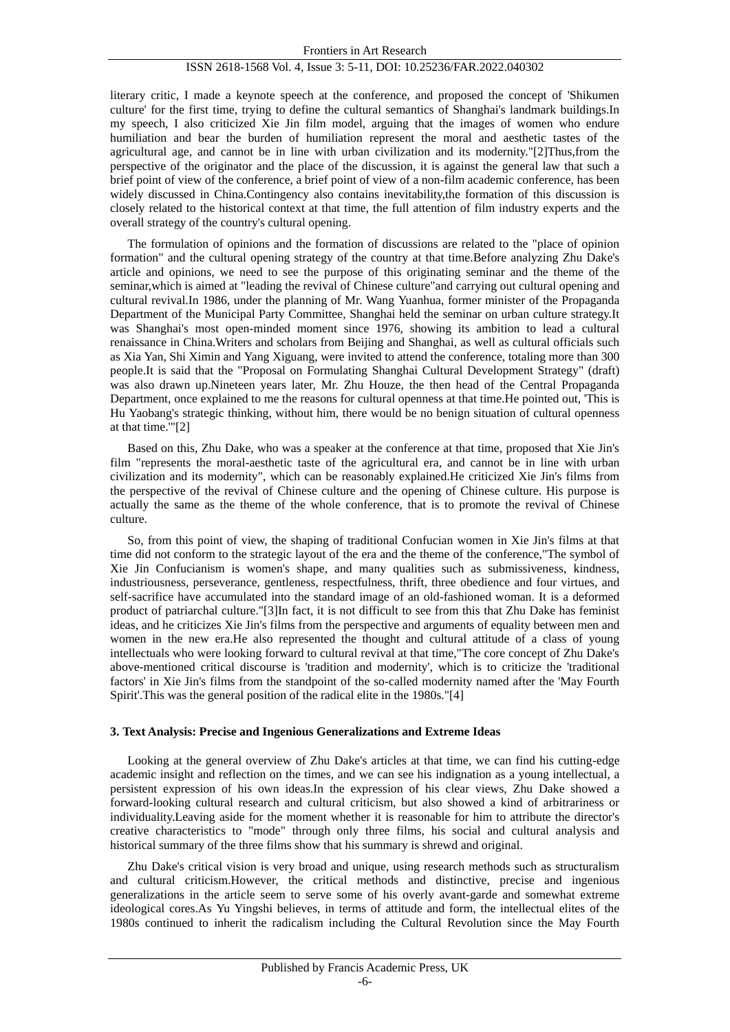literary critic, I made a keynote speech at the conference, and proposed the concept of 'Shikumen culture' for the first time, trying to define the cultural semantics of Shanghai's landmark buildings.In my speech, I also criticized Xie Jin film model, arguing that the images of women who endure humiliation and bear the burden of humiliation represent the moral and aesthetic tastes of the agricultural age, and cannot be in line with urban civilization and its modernity."[2]Thus,from the perspective of the originator and the place of the discussion, it is against the general law that such a brief point of view of the conference, a brief point of view of a non-film academic conference, has been widely discussed in China.Contingency also contains inevitability,the formation of this discussion is closely related to the historical context at that time, the full attention of film industry experts and the overall strategy of the country's cultural opening.

The formulation of opinions and the formation of discussions are related to the "place of opinion formation" and the cultural opening strategy of the country at that time.Before analyzing Zhu Dake's article and opinions, we need to see the purpose of this originating seminar and the theme of the seminar,which is aimed at "leading the revival of Chinese culture"and carrying out cultural opening and cultural revival.In 1986, under the planning of Mr. Wang Yuanhua, former minister of the Propaganda Department of the Municipal Party Committee, Shanghai held the seminar on urban culture strategy.It was Shanghai's most open-minded moment since 1976, showing its ambition to lead a cultural renaissance in China.Writers and scholars from Beijing and Shanghai, as well as cultural officials such as Xia Yan, Shi Ximin and Yang Xiguang, were invited to attend the conference, totaling more than 300 people.It is said that the "Proposal on Formulating Shanghai Cultural Development Strategy" (draft) was also drawn up.Nineteen years later, Mr. Zhu Houze, the then head of the Central Propaganda Department, once explained to me the reasons for cultural openness at that time.He pointed out, 'This is Hu Yaobang's strategic thinking, without him, there would be no benign situation of cultural openness at that time.'"[2]

Based on this, Zhu Dake, who was a speaker at the conference at that time, proposed that Xie Jin's film "represents the moral-aesthetic taste of the agricultural era, and cannot be in line with urban civilization and its modernity", which can be reasonably explained.He criticized Xie Jin's films from the perspective of the revival of Chinese culture and the opening of Chinese culture. His purpose is actually the same as the theme of the whole conference, that is to promote the revival of Chinese culture.

So, from this point of view, the shaping of traditional Confucian women in Xie Jin's films at that time did not conform to the strategic layout of the era and the theme of the conference,"The symbol of Xie Jin Confucianism is women's shape, and many qualities such as submissiveness, kindness, industriousness, perseverance, gentleness, respectfulness, thrift, three obedience and four virtues, and self-sacrifice have accumulated into the standard image of an old-fashioned woman. It is a deformed product of patriarchal culture."[3]In fact, it is not difficult to see from this that Zhu Dake has feminist ideas, and he criticizes Xie Jin's films from the perspective and arguments of equality between men and women in the new era.He also represented the thought and cultural attitude of a class of young intellectuals who were looking forward to cultural revival at that time,"The core concept of Zhu Dake's above-mentioned critical discourse is 'tradition and modernity', which is to criticize the 'traditional factors' in Xie Jin's films from the standpoint of the so-called modernity named after the 'May Fourth Spirit'.This was the general position of the radical elite in the 1980s."[4]

### 3. Text Analysis: Precise and Ingenious Generalizations and Extreme Ideas

Looking at the general overview of Zhu Dake's articles at that time, we can find his cutting-edge academic insight and reflection on the times, and we can see his indignation as a young intellectual, a persistent expression of his own ideas.In the expression of his clear views, Zhu Dake showed a forward-looking cultural research and cultural criticism, but also showed a kind of arbitrariness or individuality.Leaving aside for the moment whether it is reasonable for him to attribute the director's creative characteristics to "mode" through only three films, his social and cultural analysis and historical summary of the three films show that his summary is shrewd and original.

Zhu Dake's critical vision is very broad and unique, using research methods such as structuralism and cultural criticism.However, the critical methods and distinctive, precise and ingenious generalizations in the article seem to serve some of his overly avant-garde and somewhat extreme ideological cores.As Yu Yingshi believes, in terms of attitude and form, the intellectual elites of the 1980s continued to inherit the radicalism including the Cultural Revolution since the May Fourth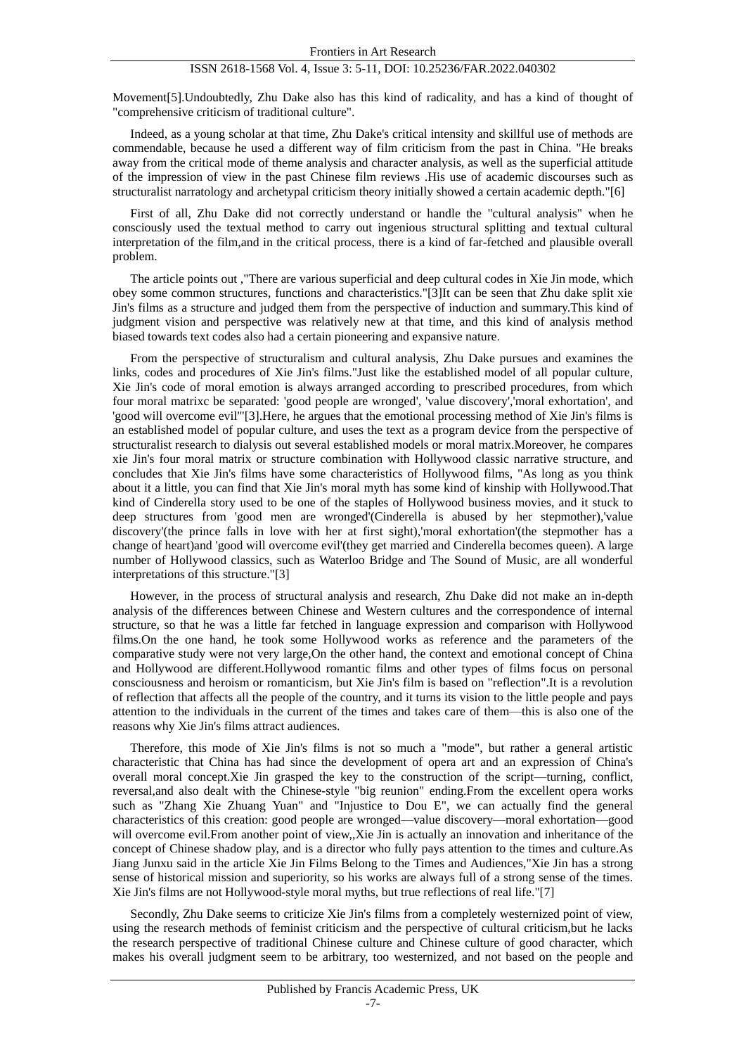Movement[5].Undoubtedly, Zhu Dake also has this kind of radicality, and has a kind of thought of "comprehensive criticism of traditional culture".

Indeed, as a young scholar at that time, Zhu Dake's critical intensity and skillful use of methods are commendable, because he used a different way of film criticism from the past in China. "He breaks away from the critical mode of theme analysis and character analysis, as well as the superficial attitude of the impression of view in the past Chinese film reviews .His use of academic discourses such as structuralist narratology and archetypal criticism theory initially showed a certain academic depth."[6]

First of all, Zhu Dake did not correctly understand or handle the "cultural analysis" when he consciously used the textual method to carry out ingenious structural splitting and textual cultural interpretation of the film,and in the critical process, there is a kind of far-fetched and plausible overall problem.

The article points out ,"There are various superficial and deep cultural codes in Xie Jin mode, which obey some common structures, functions and characteristics."[3]It can be seen that Zhu dake split xie Jin's films as a structure and judged them from the perspective of induction and summary.This kind of judgment vision and perspective was relatively new at that time, and this kind of analysis method biased towards text codes also had a certain pioneering and expansive nature.

From the perspective of structuralism and cultural analysis, Zhu Dake pursues and examines the links, codes and procedures of Xie Jin's films."Just like the established model of all popular culture, Xie Jin's code of moral emotion is always arranged according to prescribed procedures, from which four moral matrixc be separated: 'good people are wronged', 'value discovery','moral exhortation', and 'good will overcome evil'"[3].Here, he argues that the emotional processing method of Xie Jin's films is an established model of popular culture, and uses the text as a program device from the perspective of structuralist research to dialysis out several established models or moral matrix.Moreover, he compares xie Jin's four moral matrix or structure combination with Hollywood classic narrative structure, and concludes that Xie Jin's films have some characteristics of Hollywood films, "As long as you think about it a little, you can find that Xie Jin's moral myth has some kind of kinship with Hollywood.That kind of Cinderella story used to be one of the staples of Hollywood business movies, and it stuck to deep structures from 'good men are wronged'(Cinderella is abused by her stepmother),'value discovery'(the prince falls in love with her at first sight),'moral exhortation'(the stepmother has a change of heart)and 'good will overcome evil'(they get married and Cinderella becomes queen). A large number of Hollywood classics, such as Waterloo Bridge and The Sound of Music, are all wonderful interpretations of this structure."[3]

However, in the process of structural analysis and research, Zhu Dake did not make an in-depth analysis of the differences between Chinese and Western cultures and the correspondence of internal structure, so that he was a little far fetched in language expression and comparison with Hollywood films.On the one hand, he took some Hollywood works as reference and the parameters of the comparative study were not very large,On the other hand, the context and emotional concept of China and Hollywood are different.Hollywood romantic films and other types of films focus on personal consciousness and heroism or romanticism, but Xie Jin's film is based on "reflection".It is a revolution of reflection that affects all the people of the country, and it turns its vision to the little people and pays attention to the individuals in the current of the times and takes care of them—this is also one of the reasons why Xie Jin's films attract audiences.

Therefore, this mode of Xie Jin's films is not so much a "mode", but rather a general artistic characteristic that China has had since the development of opera art and an expression of China's overall moral concept.Xie Jin grasped the key to the construction of the script—turning, conflict, reversal,and also dealt with the Chinese-style "big reunion" ending.From the excellent opera works such as "Zhang Xie Zhuang Yuan" and "Injustice to Dou E", we can actually find the general characteristics of this creation: good people are wronged—value discovery—moral exhortation—good will overcome evil.From another point of view,,Xie Jin is actually an innovation and inheritance of the concept of Chinese shadow play, and is a director who fully pays attention to the times and culture.As Jiang Junxu said in the article Xie Jin Films Belong to the Times and Audiences,"Xie Jin has a strong sense of historical mission and superiority, so his works are always full of a strong sense of the times. Xie Jin's films are not Hollywood-style moral myths, but true reflections of real life."[7]

Secondly, Zhu Dake seems to criticize Xie Jin's films from a completely westernized point of view, using the research methods of feminist criticism and the perspective of cultural criticism,but he lacks the research perspective of traditional Chinese culture and Chinese culture of good character, which makes his overall judgment seem to be arbitrary, too westernized, and not based on the people and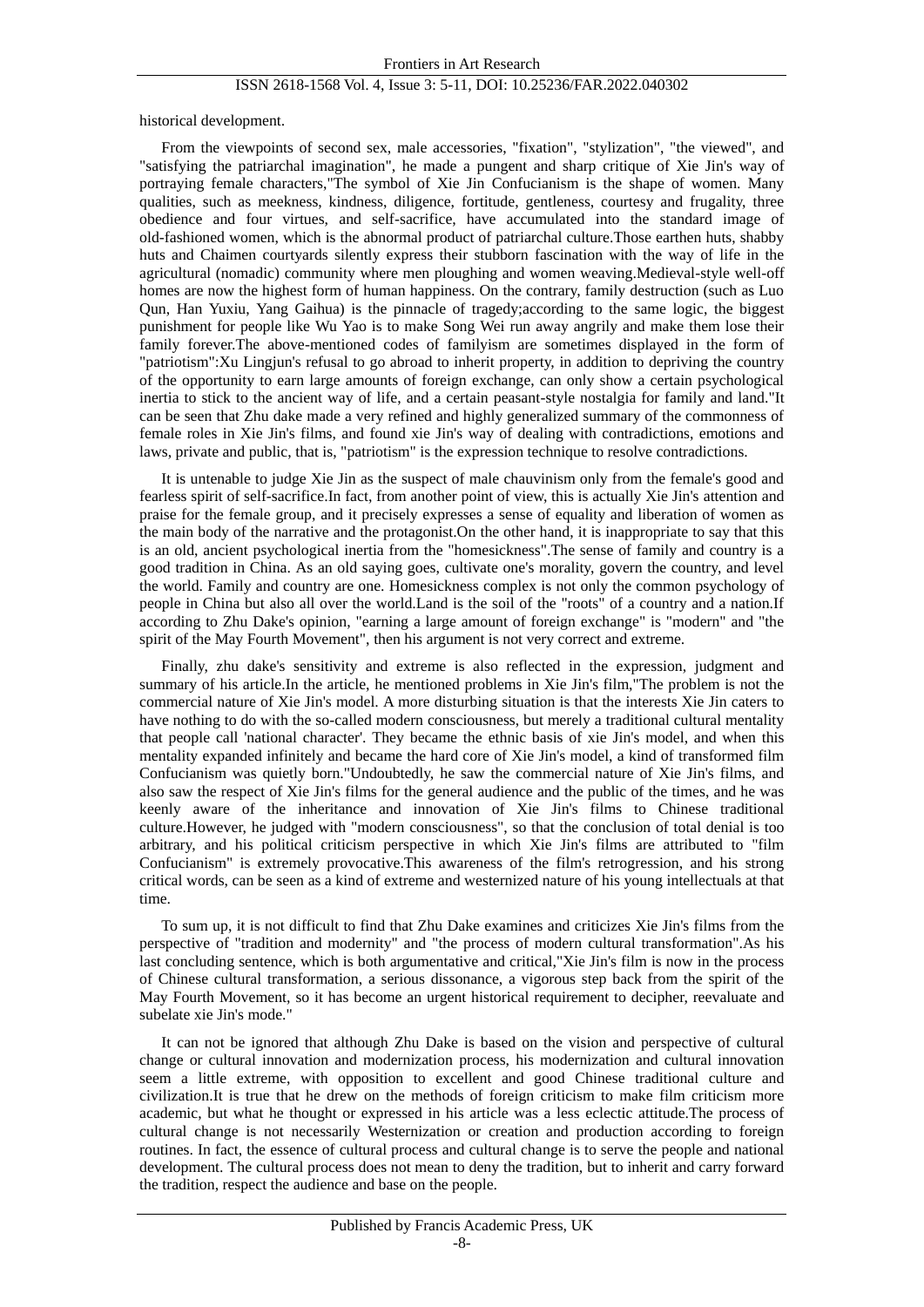historical development.

From the viewpoints of second sex, male accessories, "fixation", "stylization", "the viewed", and "satisfying the patriarchal imagination", he made a pungent and sharp critique of Xie Jin's way of portraying female characters,"The symbol of Xie Jin Confucianism is the shape of women. Many qualities, such as meekness, kindness, diligence, fortitude, gentleness, courtesy and frugality, three obedience and four virtues, and self-sacrifice, have accumulated into the standard image of old-fashioned women, which is the abnormal product of patriarchal culture.Those earthen huts, shabby huts and Chaimen courtyards silently express their stubborn fascination with the way of life in the agricultural (nomadic) community where men ploughing and women weaving.Medieval-style well-off homes are now the highest form of human happiness. On the contrary, family destruction (such as Luo Qun, Han Yuxiu, Yang Gaihua) is the pinnacle of tragedy;according to the same logic, the biggest punishment for people like Wu Yao is to make Song Wei run away angrily and make them lose their family forever.The above-mentioned codes of familyism are sometimes displayed in the form of "patriotism":Xu Lingjun's refusal to go abroad to inherit property, in addition to depriving the country of the opportunity to earn large amounts of foreign exchange, can only show a certain psychological inertia to stick to the ancient way of life, and a certain peasant-style nostalgia for family and land."It can be seen that Zhu dake made a very refined and highly generalized summary of the commonness of female roles in Xie Jin's films, and found xie Jin's way of dealing with contradictions, emotions and laws, private and public, that is, "patriotism" is the expression technique to resolve contradictions.

It is untenable to judge Xie Jin as the suspect of male chauvinism only from the female's good and fearless spirit of self-sacrifice.In fact, from another point of view, this is actually Xie Jin's attention and praise for the female group, and it precisely expresses a sense of equality and liberation of women as the main body of the narrative and the protagonist.On the other hand, it is inappropriate to say that this is an old, ancient psychological inertia from the "homesickness".The sense of family and country is a good tradition in China. As an old saying goes, cultivate one's morality, govern the country, and level the world. Family and country are one. Homesickness complex is not only the common psychology of people in China but also all over the world.Land is the soil of the "roots" of a country and a nation.If according to Zhu Dake's opinion, "earning a large amount of foreign exchange" is "modern" and "the spirit of the May Fourth Movement", then his argument is not very correct and extreme.

Finally, zhu dake's sensitivity and extreme is also reflected in the expression, judgment and summary of his article.In the article, he mentioned problems in Xie Jin's film,"The problem is not the commercial nature of Xie Jin's model. A more disturbing situation is that the interests Xie Jin caters to have nothing to do with the so-called modern consciousness, but merely a traditional cultural mentality that people call 'national character'. They became the ethnic basis of xie Jin's model, and when this mentality expanded infinitely and became the hard core of Xie Jin's model, a kind of transformed film Confucianism was quietly born."Undoubtedly, he saw the commercial nature of Xie Jin's films, and also saw the respect of Xie Jin's films for the general audience and the public of the times, and he was keenly aware of the inheritance and innovation of Xie Jin's films to Chinese traditional culture.However, he judged with "modern consciousness", so that the conclusion of total denial is too arbitrary, and his political criticism perspective in which Xie Jin's films are attributed to "film Confucianism" is extremely provocative.This awareness of the film's retrogression, and his strong critical words, can be seen as a kind of extreme and westernized nature of his young intellectuals at that time.

To sum up, it is not difficult to find that Zhu Dake examines and criticizes Xie Jin's films from the perspective of "tradition and modernity" and "the process of modern cultural transformation".As his last concluding sentence, which is both argumentative and critical,"Xie Jin's film is now in the process of Chinese cultural transformation, a serious dissonance, a vigorous step back from the spirit of the May Fourth Movement, so it has become an urgent historical requirement to decipher, reevaluate and subelate xie Jin's mode."

It can not be ignored that although Zhu Dake is based on the vision and perspective of cultural change or cultural innovation and modernization process, his modernization and cultural innovation seem a little extreme, with opposition to excellent and good Chinese traditional culture and civilization.It is true that he drew on the methods of foreign criticism to make film criticism more academic, but what he thought or expressed in his article was a less eclectic attitude.The process of cultural change is not necessarily Westernization or creation and production according to foreign routines. In fact, the essence of cultural process and cultural change is to serve the people and national development. The cultural process does not mean to deny the tradition, but to inherit and carry forward the tradition, respect the audience and base on the people.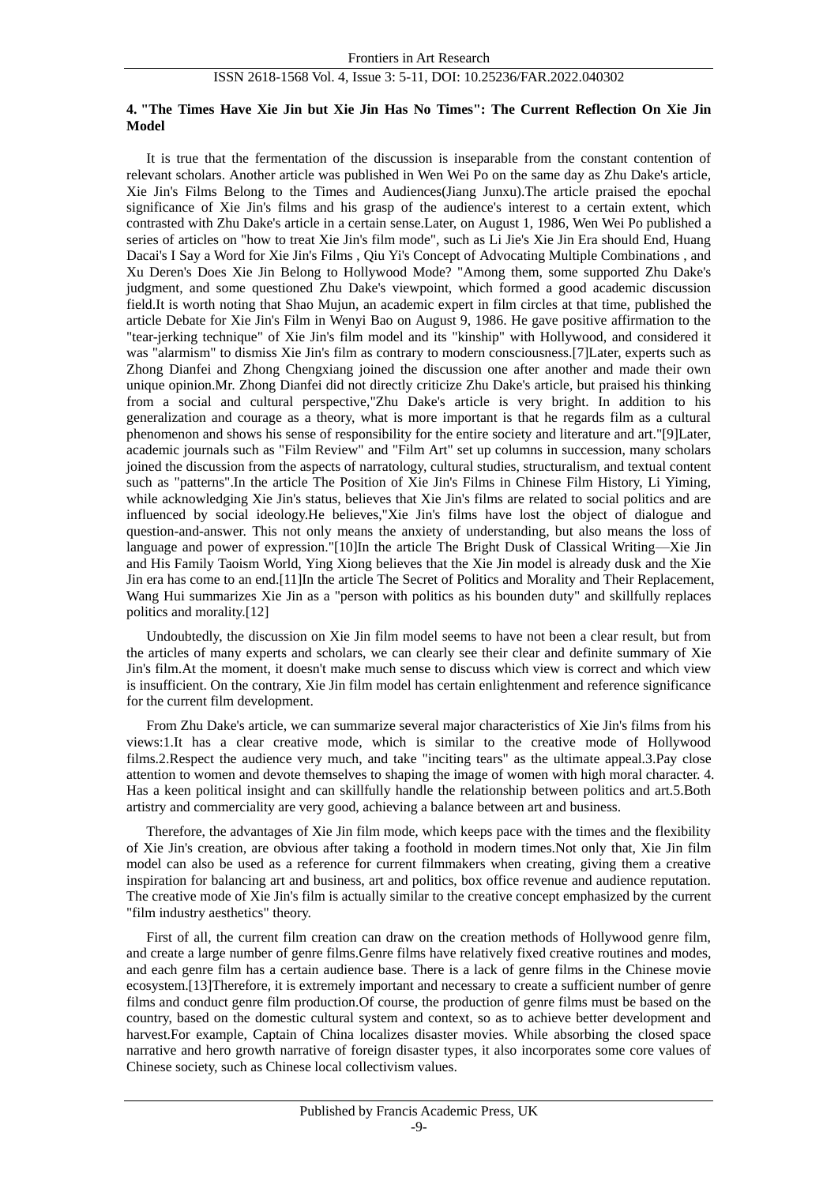### 4. "The Times Have Xie Jin but Xie Jin Has No Times": The Current Reflection On Xie Jin Model

It is true that the fermentation of the discussion is inseparable from the constant contention of relevant scholars. Another article was published in Wen Wei Po on the same day as Zhu Dake's article, Xie Jin's Films Belong to the Times and Audiences(Jiang Junxu).The article praised the epochal significance of Xie Jin's films and his grasp of the audience's interest to a certain extent, which contrasted with Zhu Dake's article in a certain sense.Later, on August 1, 1986, Wen Wei Po published a series of articles on "how to treat Xie Jin's film mode", such as Li Jie's Xie Jin Era should End, Huang Dacai's I Say a Word for Xie Jin's Films , Qiu Yi's Concept of Advocating Multiple Combinations , and Xu Deren's Does Xie Jin Belong to Hollywood Mode? "Among them, some supported Zhu Dake's judgment, and some questioned Zhu Dake's viewpoint, which formed a good academic discussion field.It is worth noting that Shao Mujun, an academic expert in film circles at that time, published the article Debate for Xie Jin's Film in Wenyi Bao on August 9, 1986. He gave positive affirmation to the "tear-jerking technique" of Xie Jin's film model and its "kinship" with Hollywood, and considered it was "alarmism" to dismiss Xie Jin's film as contrary to modern consciousness.[7]Later, experts such as Zhong Dianfei and Zhong Chengxiang joined the discussion one after another and made their own unique opinion.Mr. Zhong Dianfei did not directly criticize Zhu Dake's article, but praised his thinking from a social and cultural perspective,"Zhu Dake's article is very bright. In addition to his generalization and courage as a theory, what is more important is that he regards film as a cultural phenomenon and shows his sense of responsibility for the entire society and literature and art."[9]Later, academic journals such as "Film Review" and "Film Art" set up columns in succession, many scholars joined the discussion from the aspects of narratology, cultural studies, structuralism, and textual content such as "patterns".In the article The Position of Xie Jin's Films in Chinese Film History, Li Yiming, while acknowledging Xie Jin's status, believes that Xie Jin's films are related to social politics and are influenced by social ideology.He believes,"Xie Jin's films have lost the object of dialogue and question-and-answer. This not only means the anxiety of understanding, but also means the loss of language and power of expression."[10]In the article The Bright Dusk of Classical Writing—Xie Jin and His Family Taoism World, Ying Xiong believes that the Xie Jin model is already dusk and the Xie Jin era has come to an end.[11]In the article The Secret of Politics and Morality and Their Replacement, Wang Hui summarizes Xie Jin as a "person with politics as his bounden duty" and skillfully replaces politics and morality.[12]

Undoubtedly, the discussion on Xie Jin film model seems to have not been a clear result, but from the articles of many experts and scholars, we can clearly see their clear and definite summary of Xie Jin's film.At the moment, it doesn't make much sense to discuss which view is correct and which view is insufficient. On the contrary, Xie Jin film model has certain enlightenment and reference significance for the current film development.

From Zhu Dake's article, we can summarize several major characteristics of Xie Jin's films from his views:1.It has a clear creative mode, which is similar to the creative mode of Hollywood films.2.Respect the audience very much, and take "inciting tears" as the ultimate appeal.3.Pay close attention to women and devote themselves to shaping the image of women with high moral character. 4. Has a keen political insight and can skillfully handle the relationship between politics and art.5.Both artistry and commerciality are very good, achieving a balance between art and business.

Therefore, the advantages of Xie Jin film mode, which keeps pace with the times and the flexibility of Xie Jin's creation, are obvious after taking a foothold in modern times.Not only that, Xie Jin film model can also be used as a reference for current filmmakers when creating, giving them a creative inspiration for balancing art and business, art and politics, box office revenue and audience reputation. The creative mode of Xie Jin's film is actually similar to the creative concept emphasized by the current "film industry aesthetics" theory.

First of all, the current film creation can draw on the creation methods of Hollywood genre film, and create a large number of genre films.Genre films have relatively fixed creative routines and modes, and each genre film has a certain audience base. There is a lack of genre films in the Chinese movie ecosystem.[13]Therefore, it is extremely important and necessary to create a sufficient number of genre films and conduct genre film production.Of course, the production of genre films must be based on the country, based on the domestic cultural system and context, so as to achieve better development and harvest.For example, Captain of China localizes disaster movies. While absorbing the closed space narrative and hero growth narrative of foreign disaster types, it also incorporates some core values of Chinese society, such as Chinese local collectivism values.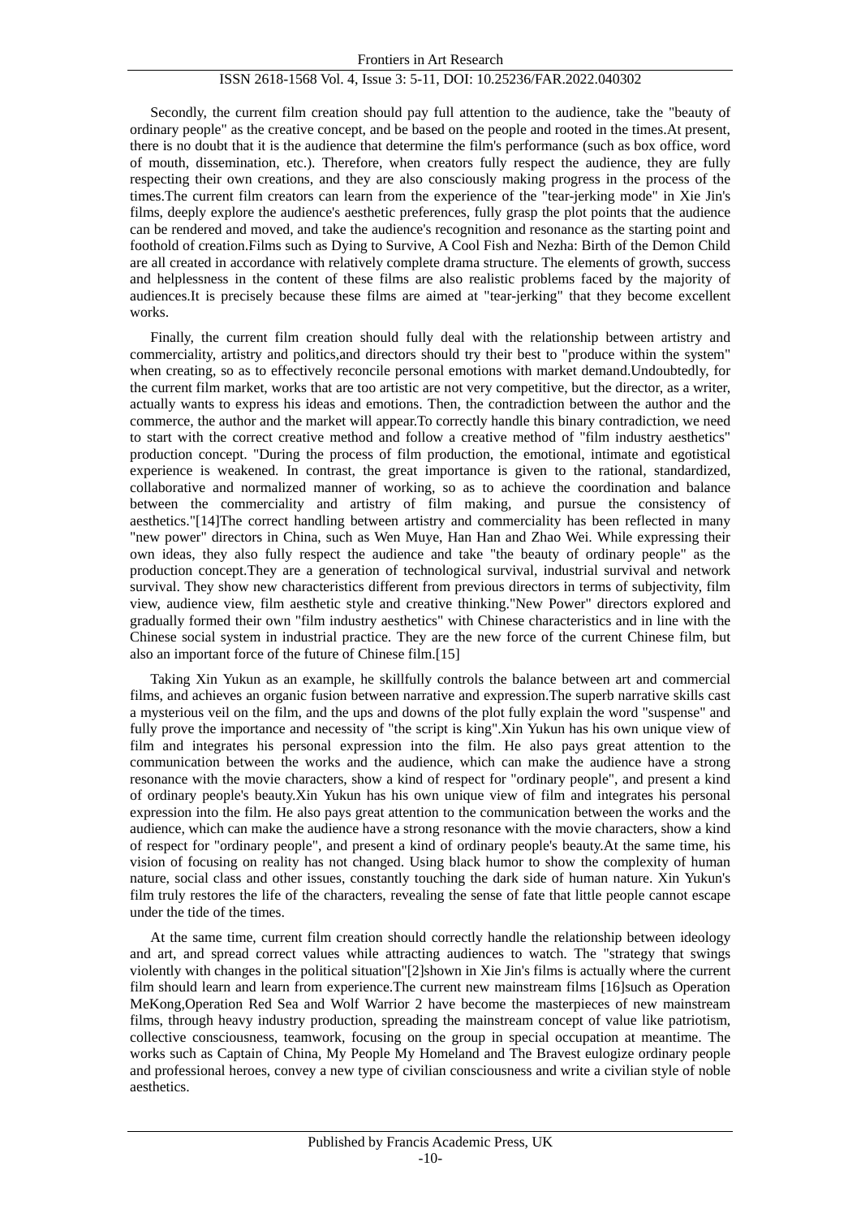Secondly, the current film creation should pay full attention to the audience, take the "beauty of ordinary people" as the creative concept, and be based on the people and rooted in the times.At present, there is no doubt that it is the audience that determine the film's performance (such as box office, word of mouth, dissemination, etc.). Therefore, when creators fully respect the audience, they are fully respecting their own creations, and they are also consciously making progress in the process of the times.The current film creators can learn from the experience of the "tear-jerking mode" in Xie Jin's films, deeply explore the audience's aesthetic preferences, fully grasp the plot points that the audience can be rendered and moved, and take the audience's recognition and resonance as the starting point and foothold of creation.Films such as Dying to Survive, A Cool Fish and Nezha: Birth of the Demon Child are all created in accordance with relatively complete drama structure. The elements of growth, success and helplessness in the content of these films are also realistic problems faced by the majority of audiences.It is precisely because these films are aimed at "tear-jerking" that they become excellent works.

Finally, the current film creation should fully deal with the relationship between artistry and commerciality, artistry and politics,and directors should try their best to "produce within the system" when creating, so as to effectively reconcile personal emotions with market demand.Undoubtedly, for the current film market, works that are too artistic are not very competitive, but the director, as a writer, actually wants to express his ideas and emotions. Then, the contradiction between the author and the commerce, the author and the market will appear.To correctly handle this binary contradiction, we need to start with the correct creative method and follow a creative method of "film industry aesthetics" production concept. "During the process of film production, the emotional, intimate and egotistical experience is weakened. In contrast, the great importance is given to the rational, standardized, collaborative and normalized manner of working, so as to achieve the coordination and balance between the commerciality and artistry of film making, and pursue the consistency of aesthetics."[14]The correct handling between artistry and commerciality has been reflected in many "new power" directors in China, such as Wen Muye, Han Han and Zhao Wei. While expressing their own ideas, they also fully respect the audience and take "the beauty of ordinary people" as the production concept.They are a generation of technological survival, industrial survival and network survival. They show new characteristics different from previous directors in terms of subjectivity, film view, audience view, film aesthetic style and creative thinking."New Power" directors explored and gradually formed their own "film industry aesthetics" with Chinese characteristics and in line with the Chinese social system in industrial practice. They are the new force of the current Chinese film, but also an important force of the future of Chinese film.[15]

Taking Xin Yukun as an example, he skillfully controls the balance between art and commercial films, and achieves an organic fusion between narrative and expression.The superb narrative skills cast a mysterious veil on the film, and the ups and downs of the plot fully explain the word "suspense" and fully prove the importance and necessity of "the script is king".Xin Yukun has his own unique view of film and integrates his personal expression into the film. He also pays great attention to the communication between the works and the audience, which can make the audience have a strong resonance with the movie characters, show a kind of respect for "ordinary people", and present a kind of ordinary people's beauty.Xin Yukun has his own unique view of film and integrates his personal expression into the film. He also pays great attention to the communication between the works and the audience, which can make the audience have a strong resonance with the movie characters, show a kind of respect for "ordinary people", and present a kind of ordinary people's beauty.At the same time, his vision of focusing on reality has not changed. Using black humor to show the complexity of human nature, social class and other issues, constantly touching the dark side of human nature. Xin Yukun's film truly restores the life of the characters, revealing the sense of fate that little people cannot escape under the tide of the times.

At the same time, current film creation should correctly handle the relationship between ideology and art, and spread correct values while attracting audiences to watch. The "strategy that swings violently with changes in the political situation"[2]shown in Xie Jin's films is actually where the current film should learn and learn from experience.The current new mainstream films [16]such as Operation MeKong,Operation Red Sea and Wolf Warrior 2 have become the masterpieces of new mainstream films, through heavy industry production, spreading the mainstream concept of value like patriotism, collective consciousness, teamwork, focusing on the group in special occupation at meantime. The works such as Captain of China, My People My Homeland and The Bravest eulogize ordinary people and professional heroes, convey a new type of civilian consciousness and write a civilian style of noble aesthetics.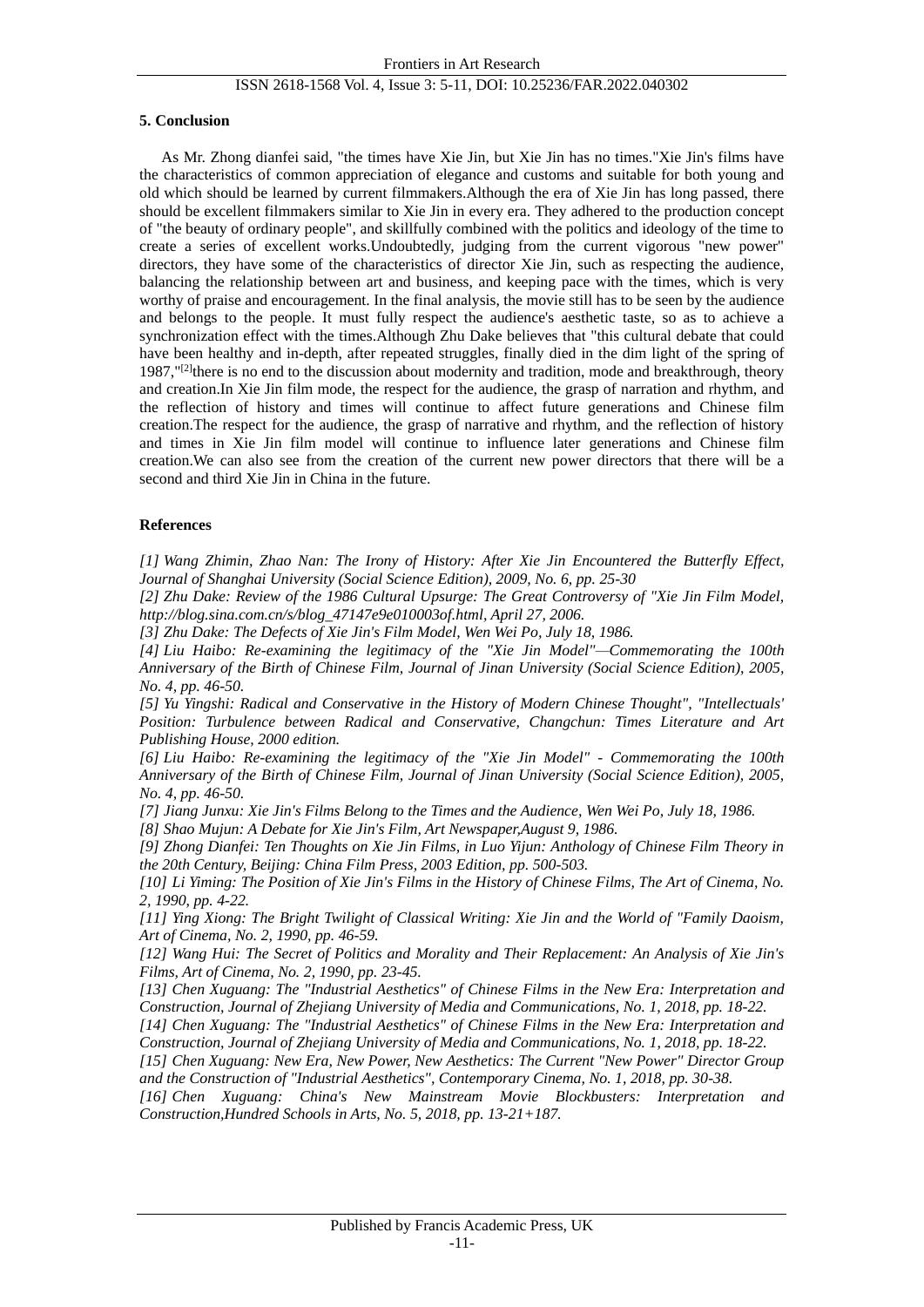## 5. Conclusion

As Mr. Zhong dianfei said, "the times have Xie Jin, but Xie Jin has no times."Xie Jin's films have the characteristics of common appreciation of elegance and customs and suitable for both young and old which should be learned by current filmmakers.Although the era of Xie Jin has long passed, there should be excellent filmmakers similar to Xie Jin in every era. They adhered to the production concept of "the beauty of ordinary people", and skillfully combined with the politics and ideology of the time to create a series of excellent works.Undoubtedly, judging from the current vigorous "new power" directors, they have some of the characteristics of director Xie Jin, such as respecting the audience, balancing the relationship between art and business, and keeping pace with the times, which is very worthy of praise and encouragement. In the final analysis, the movie still has to be seen by the audience and belongs to the people. It must fully respect the audience's aesthetic taste, so as to achieve a synchronization effect with the times.Although Zhu Dake believes that "this cultural debate that could have been healthy and in-depth, after repeated struggles, finally died in the dim light of the spring of 1987,"[2]there is no end to the discussion about modernity and tradition, mode and breakthrough, theory and creation.In Xie Jin film mode, the respect for the audience, the grasp of narration and rhythm, and the reflection of history and times will continue to affect future generations and Chinese film creation.The respect for the audience, the grasp of narrative and rhythm, and the reflection of history and times in Xie Jin film model will continue to influence later generations and Chinese film creation.We can also see from the creation of the current new power directors that there will be a second and third Xie Jin in China in the future.

## References

*[1] Wang Zhimin, Zhao Nan: The Irony of History: After Xie Jin Encountered the Butterfly Effect, Journal of Shanghai University (Social Science Edition), 2009, No. 6, pp. 25-30*

*[2] Zhu Dake: Review of the 1986 Cultural Upsurge: The Great Controversy of "Xie Jin Film Model, http://blog.sina.com.cn/s/blog_47147e9e010003of.html, April 27, 2006.*

*[3] Zhu Dake: The Defects of Xie Jin's Film Model, Wen Wei Po, July 18, 1986.*

*[4] Liu Haibo: Re-examining the legitimacy of the "Xie Jin Model"—Commemorating the 100th Anniversary of the Birth of Chinese Film, Journal of Jinan University (Social Science Edition), 2005, No. 4, pp. 46-50.*

*[5] Yu Yingshi: Radical and Conservative in the History of Modern Chinese Thought", "Intellectuals' Position: Turbulence between Radical and Conservative, Changchun: Times Literature and Art Publishing House, 2000 edition.*

*[6] Liu Haibo: Re-examining the legitimacy of the "Xie Jin Model" - Commemorating the 100th Anniversary of the Birth of Chinese Film, Journal of Jinan University (Social Science Edition), 2005, No. 4, pp. 46-50.*

*[7] Jiang Junxu: Xie Jin's Films Belong to the Times and the Audience, Wen Wei Po, July 18, 1986.*

*[8] Shao Mujun: A Debate for Xie Jin's Film, Art Newspaper,August 9, 1986.*

*[9] Zhong Dianfei: Ten Thoughts on Xie Jin Films, in Luo Yijun: Anthology of Chinese Film Theory in the 20th Century, Beijing: China Film Press, 2003 Edition, pp. 500-503.*

*[10] Li Yiming: The Position of Xie Jin's Films in the History of Chinese Films, The Art of Cinema, No. 2, 1990, pp. 4-22.*

*[11] Ying Xiong: The Bright Twilight of Classical Writing: Xie Jin and the World of "Family Daoism, Art of Cinema, No. 2, 1990, pp. 46-59.*

*[12] Wang Hui: The Secret of Politics and Morality and Their Replacement: An Analysis of Xie Jin's Films, Art of Cinema, No. 2, 1990, pp. 23-45.*

*[13] Chen Xuguang: The "Industrial Aesthetics" of Chinese Films in the New Era: Interpretation and Construction, Journal of Zhejiang University of Media and Communications, No. 1, 2018, pp. 18-22.*

*[14] Chen Xuguang: The "Industrial Aesthetics" of Chinese Films in the New Era: Interpretation and Construction, Journal of Zhejiang University of Media and Communications, No. 1, 2018, pp. 18-22.*

*[15] Chen Xuguang: New Era, New Power, New Aesthetics: The Current "New Power" Director Group and the Construction of "Industrial Aesthetics", Contemporary Cinema, No. 1, 2018, pp. 30-38.*

*[16] Chen Xuguang: China's New Mainstream Movie Blockbusters: Interpretation and Construction,Hundred Schools in Arts, No. 5, 2018, pp. 13-21+187.*